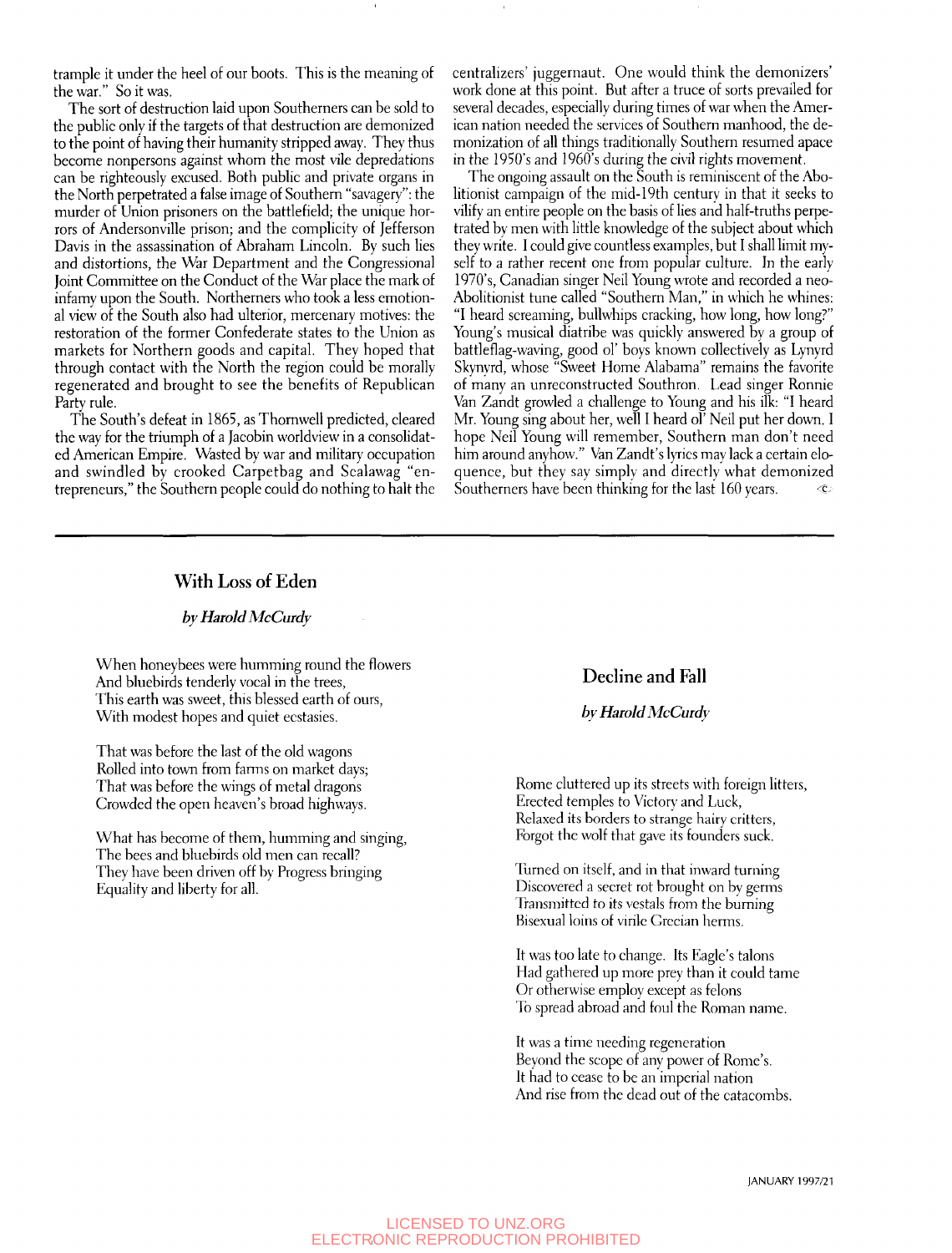trample it under the heel of our boots. This is the meaning of the war." So it was.

The sort of destruction laid upon Southerners can be sold to the public only if the targets of that destruction are demonized to the point of having their humanity stripped away. They thus become nonpersons against whom the most vile depredations can be righteously excused. Both public and private organs in the North perpetrated a false image of Southern "savagery": the murder of Union prisoners on the battlefield; the unique horrors of Andersonville prison; and the complicity of Jefferson Davis in the assassination of Abraham Lincoln. By such lies and distortions, the War Department and the Congressional Joint Committee on the Conduct of the War place the mark of infamy upon the South. Northerners who took a less emotional view of the South also had ulterior, mercenary motives: the restoration of the former Confederate states to the Union as markets for Northern goods and capital. They hoped that through contact with the North the region could be morally regenerated and brought to see the benefits of Republican Party rule.

The South's defeat in 1865, as Thornwell predicted, cleared the way for the triumph of a Jacobin worldview in a consolidated American Empire. Wasted by war and military occupation and swindled by crooked Carpetbag and Scalawag "entrepreneurs," the Southern people could do nothing to halt the centralizers' juggernaut. One would think the demonizers' work done at this point. But after a truce of sorts prevailed for several decades, especially during times of war when the American nation needed the services of Southern manhood, the demonization of all things traditionally Southern resumed apace in the 1950's and 1960's during the civil rights movement.

The ongoing assault on the South is reminiscent of the Abolitionist campaign of the mid-19th century in that it seeks to vilify an entire people on the basis of lies and half-truths perpetrated by men with little knowledge of the subject about which they write. I could give countless examples, but I shall limit myself to a rather recent one from popular culture. In the early 1970's, Canadian singer Neil Young wrote and recorded a neo-Abolitionist tune called "Southern Man," in which he whines: "I heard screaming, bullwhips cracking, how long, how long?" Young's musical diatribe was quickly answered by a group of battleflag-waving, good ol' boys known collectively as Lynyrd Skynyrd, whose "Sweet Home Alabama" remains the favorite of many an unreconstructed Southron. Lead singer Ronnie Van Zandt growled a challenge to Young and his ilk: "I heard Mr. Young sing about her, well I heard ol' Neil put her down. I hope Neil Young will remember, Southern man don't need him around anyhow." Van Zandt's lyrics may lack a certain eloquence, but they say simply and directly what demonized Southerners have been thinking for the last 160 years. ©

---

## With Loss of Eden

*by Harold McCurdy*

When honeybees were humming round the flowers
And bluebirds tenderly vocal in the trees,
This earth was sweet, this blessed earth of ours,
With modest hopes and quiet ecstasies.

That was before the last of the old wagons
Rolled into town from farms on market days;
That was before the wings of metal dragons
Crowded the open heaven's broad highways.

What has become of them, humming and singing,
The bees and bluebirds old men can recall?
They have been driven off by Progress bringing
Equality and liberty for all.

## Decline and Fall

*by Harold McCurdy*

Rome cluttered up its streets with foreign litters,
Erected temples to Victory and Luck,
Relaxed its borders to strange hairy critters,
Forgot the wolf that gave its founders suck.

Turned on itself, and in that inward turning
Discovered a secret rot brought on by germs
Transmitted to its vestals from the burning
Bisexual loins of virile Grecian herms.

It was too late to change. Its Eagle's talons
Had gathered up more prey than it could tame
Or otherwise employ except as felons
To spread abroad and foul the Roman name.

It was a time needing regeneration
Beyond the scope of any power of Rome's.
It had to cease to be an imperial nation
And rise from the dead out of the catacombs.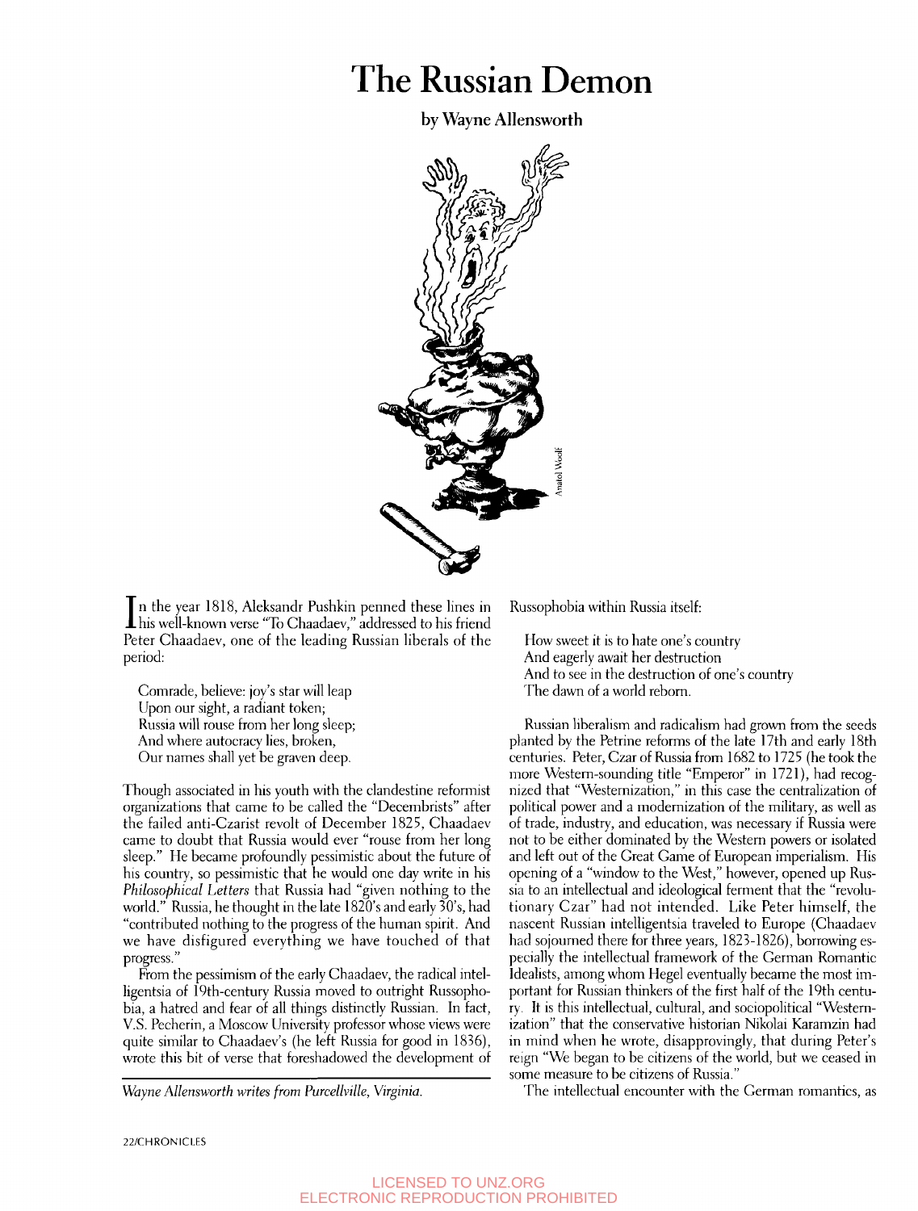# The Russian Demon

by Wayne Allensworth

In the year 1818, Aleksandr Pushkin penned these lines in his well-known verse "To Chaadaev," addressed to his friend Peter Chaadaev, one of the leading Russian liberals of the period:

> Comrade, believe: joy's star will leap
> Upon our sight, a radiant token;
> Russia will rouse from her long sleep;
> And where autocracy lies, broken,
> Our names shall yet be graven deep.

Though associated in his youth with the clandestine reformist organizations that came to be called the "Decembrists" after the failed anti-Czarist revolt of December 1825, Chaadaev came to doubt that Russia would ever "rouse from her long sleep." He became profoundly pessimistic about the future of his country, so pessimistic that he would one day write in his *Philosophical Letters* that Russia had "given nothing to the world." Russia, he thought in the late 1820's and early 30's, had "contributed nothing to the progress of the human spirit. And we have disfigured everything we have touched of that progress."

From the pessimism of the early Chaadaev, the radical intelligentsia of 19th-century Russia moved to outright Russophobia, a hatred and fear of all things distinctly Russian. In fact, V.S. Pecherin, a Moscow University professor whose views were quite similar to Chaadaev's (he left Russia for good in 1836), wrote this bit of verse that foreshadowed the development of Russophobia within Russia itself:

> How sweet it is to hate one's country
> And eagerly await her destruction
> And to see in the destruction of one's country
> The dawn of a world reborn.

Russian liberalism and radicalism had grown from the seeds planted by the Petrine reforms of the late 17th and early 18th centuries. Peter, Czar of Russia from 1682 to 1725 (he took the more Western-sounding title "Emperor" in 1721), had recognized that "Westernization," in this case the centralization of political power and a modernization of the military, as well as of trade, industry, and education, was necessary if Russia were not to be either dominated by the Western powers or isolated and left out of the Great Game of European imperialism. His opening of a "window to the West," however, opened up Russia to an intellectual and ideological ferment that the "revolutionary Czar" had not intended. Like Peter himself, the nascent Russian intelligentsia traveled to Europe (Chaadaev had sojourned there for three years, 1823-1826), borrowing especially the intellectual framework of the German Romantic Idealists, among whom Hegel eventually became the most important for Russian thinkers of the first half of the 19th century. It is this intellectual, cultural, and sociopolitical "Westernization" that the conservative historian Nikolai Karamzin had in mind when he wrote, disapprovingly, that during Peter's reign "We began to be citizens of the world, but we ceased in some measure to be citizens of Russia."

The intellectual encounter with the German romantics, as

---

*Wayne Allensworth writes from Purcellville, Virginia.*